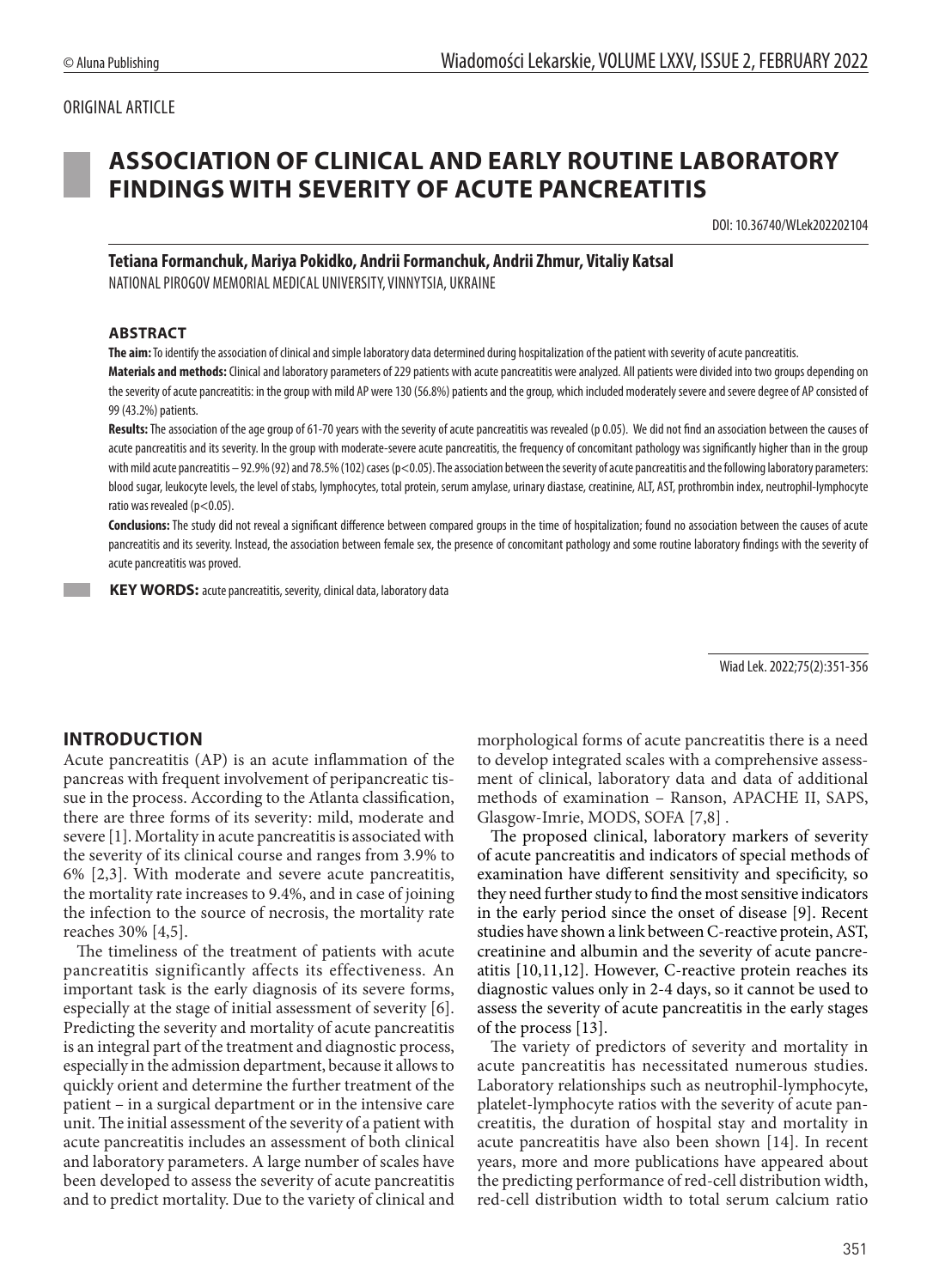ORIGINAL ARTICLE

# ASSOCIATION OF CLINICAL AND EARLY ROUTINE LABORATORY FINDINGS WITH SEVERITY OF ACUTE PANCREATITIS

DOI: 10.36740/WLek202202104

**Tetiana Formanchuk, Mariya Pokidko, Andrii Formanchuk, Andrii Zhmur, Vitaliy Katsal**
NATIONAL PIROGOV MEMORIAL MEDICAL UNIVERSITY, VINNYTSIA, UKRAINE

## ABSTRACT

**The aim:** To identify the association of clinical and simple laboratory data determined during hospitalization of the patient with severity of acute pancreatitis.

**Materials and methods:** Clinical and laboratory parameters of 229 patients with acute pancreatitis were analyzed. All patients were divided into two groups depending on the severity of acute pancreatitis: in the group with mild AP were 130 (56.8%) patients and the group, which included moderately severe and severe degree of AP consisted of 99 (43.2%) patients.

**Results:** The association of the age group of 61-70 years with the severity of acute pancreatitis was revealed (p 0.05). We did not find an association between the causes of acute pancreatitis and its severity. In the group with moderate-severe acute pancreatitis, the frequency of concomitant pathology was significantly higher than in the group with mild acute pancreatitis – 92.9% (92) and 78.5% (102) cases ($p<0.05$). The association between the severity of acute pancreatitis and the following laboratory parameters: blood sugar, leukocyte levels, the level of stabs, lymphocytes, total protein, serum amylase, urinary diastase, creatinine, ALT, AST, prothrombin index, neutrophil-lymphocyte ratio was revealed ($p<0.05$).

**Conclusions:** The study did not reveal a significant difference between compared groups in the time of hospitalization; found no association between the causes of acute pancreatitis and its severity. Instead, the association between female sex, the presence of concomitant pathology and some routine laboratory findings with the severity of acute pancreatitis was proved.

**KEY WORDS:** acute pancreatitis, severity, clinical data, laboratory data

Wiad Lek. 2022;75(2):351-356

## INTRODUCTION

Acute pancreatitis (AP) is an acute inflammation of the pancreas with frequent involvement of peripancreatic tissue in the process. According to the Atlanta classification, there are three forms of its severity: mild, moderate and severe [1]. Mortality in acute pancreatitis is associated with the severity of its clinical course and ranges from 3.9% to 6% [2,3]. With moderate and severe acute pancreatitis, the mortality rate increases to 9.4%, and in case of joining the infection to the source of necrosis, the mortality rate reaches 30% [4,5].

The timeliness of the treatment of patients with acute pancreatitis significantly affects its effectiveness. An important task is the early diagnosis of its severe forms, especially at the stage of initial assessment of severity [6]. Predicting the severity and mortality of acute pancreatitis is an integral part of the treatment and diagnostic process, especially in the admission department, because it allows to quickly orient and determine the further treatment of the patient – in a surgical department or in the intensive care unit. The initial assessment of the severity of a patient with acute pancreatitis includes an assessment of both clinical and laboratory parameters. A large number of scales have been developed to assess the severity of acute pancreatitis and to predict mortality. Due to the variety of clinical and morphological forms of acute pancreatitis there is a need to develop integrated scales with a comprehensive assessment of clinical, laboratory data and data of additional methods of examination – Ranson, APACHE II, SAPS, Glasgow-Imrie, MODS, SOFA [7,8] .

The proposed clinical, laboratory markers of severity of acute pancreatitis and indicators of special methods of examination have different sensitivity and specificity, so they need further study to find the most sensitive indicators in the early period since the onset of disease [9]. Recent studies have shown a link between C-reactive protein, AST, creatinine and albumin and the severity of acute pancreatitis [10,11,12]. However, C-reactive protein reaches its diagnostic values only in 2-4 days, so it cannot be used to assess the severity of acute pancreatitis in the early stages of the process [13].

The variety of predictors of severity and mortality in acute pancreatitis has necessitated numerous studies. Laboratory relationships such as neutrophil-lymphocyte, platelet-lymphocyte ratios with the severity of acute pancreatitis, the duration of hospital stay and mortality in acute pancreatitis have also been shown [14]. In recent years, more and more publications have appeared about the predicting performance of red-cell distribution width, red-cell distribution width to total serum calcium ratio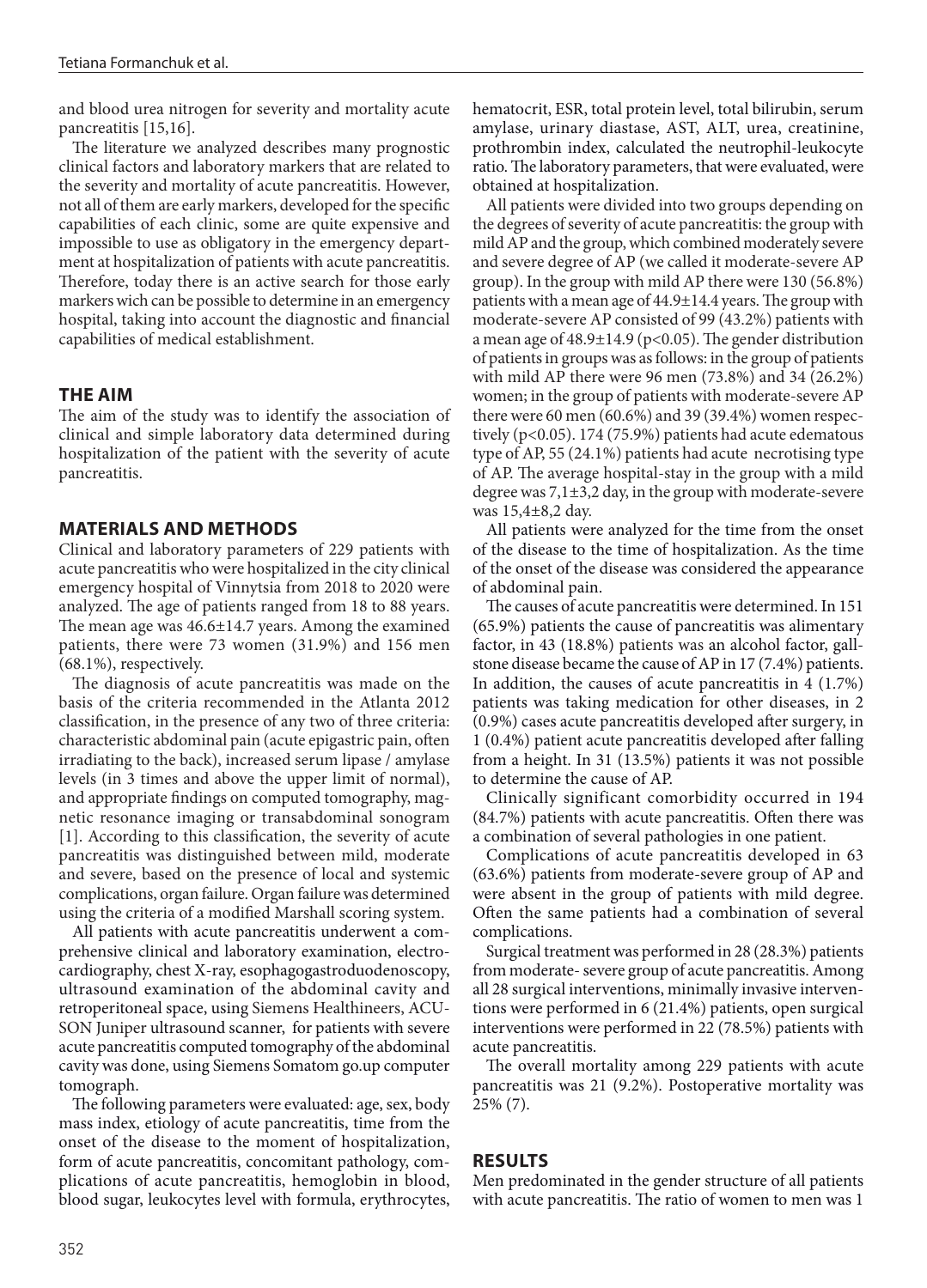and blood urea nitrogen for severity and mortality acute pancreatitis [15,16].

The literature we analyzed describes many prognostic clinical factors and laboratory markers that are related to the severity and mortality of acute pancreatitis. However, not all of them are early markers, developed for the specific capabilities of each clinic, some are quite expensive and impossible to use as obligatory in the emergency department at hospitalization of patients with acute pancreatitis. Therefore, today there is an active search for those early markers wich can be possible to determine in an emergency hospital, taking into account the diagnostic and financial capabilities of medical establishment.

## THE AIM

The aim of the study was to identify the association of clinical and simple laboratory data determined during hospitalization of the patient with the severity of acute pancreatitis.

## MATERIALS AND METHODS

Clinical and laboratory parameters of 229 patients with acute pancreatitis who were hospitalized in the city clinical emergency hospital of Vinnytsia from 2018 to 2020 were analyzed. The age of patients ranged from 18 to 88 years. The mean age was 46.6±14.7 years. Among the examined patients, there were 73 women (31.9%) and 156 men (68.1%), respectively.

The diagnosis of acute pancreatitis was made on the basis of the criteria recommended in the Atlanta 2012 classification, in the presence of any two of three criteria: characteristic abdominal pain (acute epigastric pain, often irradiating to the back), increased serum lipase / amylase levels (in 3 times and above the upper limit of normal), and appropriate findings on computed tomography, magnetic resonance imaging or transabdominal sonogram [1]. According to this classification, the severity of acute pancreatitis was distinguished between mild, moderate and severe, based on the presence of local and systemic complications, organ failure. Organ failure was determined using the criteria of a modified Marshall scoring system.

All patients with acute pancreatitis underwent a comprehensive clinical and laboratory examination, electrocardiography, chest X-ray, esophagogastroduodenoscopy, ultrasound examination of the abdominal cavity and retroperitoneal space, using Siemens Healthineers, ACUSON Juniper ultrasound scanner, for patients with severe acute pancreatitis computed tomography of the abdominal cavity was done, using Siemens Somatom go.up computer tomograph.

The following parameters were evaluated: age, sex, body mass index, etiology of acute pancreatitis, time from the onset of the disease to the moment of hospitalization, form of acute pancreatitis, concomitant pathology, complications of acute pancreatitis, hemoglobin in blood, blood sugar, leukocytes level with formula, erythrocytes, hematocrit, ESR, total protein level, total bilirubin, serum amylase, urinary diastase, AST, ALT, urea, creatinine, prothrombin index, calculated the neutrophil-leukocyte ratio. The laboratory parameters, that were evaluated, were obtained at hospitalization.

All patients were divided into two groups depending on the degrees of severity of acute pancreatitis: the group with mild AP and the group, which combined moderately severe and severe degree of AP (we called it moderate-severe AP group). In the group with mild AP there were 130 (56.8%) patients with a mean age of 44.9±14.4 years. The group with moderate-severe AP consisted of 99 (43.2%) patients with a mean age of 48.9±14.9 ($p<0.05$). The gender distribution of patients in groups was as follows: in the group of patients with mild AP there were 96 men (73.8%) and 34 (26.2%) women; in the group of patients with moderate-severe AP there were 60 men (60.6%) and 39 (39.4%) women respectively ($p<0.05$). 174 (75.9%) patients had acute edematous type of AP, 55 (24.1%) patients had acute necrotising type of AP. The average hospital-stay in the group with a mild degree was 7,1±3,2 day, in the group with moderate-severe was 15,4±8,2 day.

All patients were analyzed for the time from the onset of the disease to the time of hospitalization. As the time of the onset of the disease was considered the appearance of abdominal pain.

The causes of acute pancreatitis were determined. In 151 (65.9%) patients the cause of pancreatitis was alimentary factor, in 43 (18.8%) patients was an alcohol factor, gallstone disease became the cause of AP in 17 (7.4%) patients. In addition, the causes of acute pancreatitis in 4 (1.7%) patients was taking medication for other diseases, in 2 (0.9%) cases acute pancreatitis developed after surgery, in 1 (0.4%) patient acute pancreatitis developed after falling from a height. In 31 (13.5%) patients it was not possible to determine the cause of AP.

Clinically significant comorbidity occurred in 194 (84.7%) patients with acute pancreatitis. Often there was a combination of several pathologies in one patient.

Complications of acute pancreatitis developed in 63 (63.6%) patients from moderate-severe group of AP and were absent in the group of patients with mild degree. Often the same patients had a combination of several complications.

Surgical treatment was performed in 28 (28.3%) patients from moderate- severe group of acute pancreatitis. Among all 28 surgical interventions, minimally invasive interventions were performed in 6 (21.4%) patients, open surgical interventions were performed in 22 (78.5%) patients with acute pancreatitis.

The overall mortality among 229 patients with acute pancreatitis was 21 (9.2%). Postoperative mortality was 25% (7).

## RESULTS

Men predominated in the gender structure of all patients with acute pancreatitis. The ratio of women to men was 1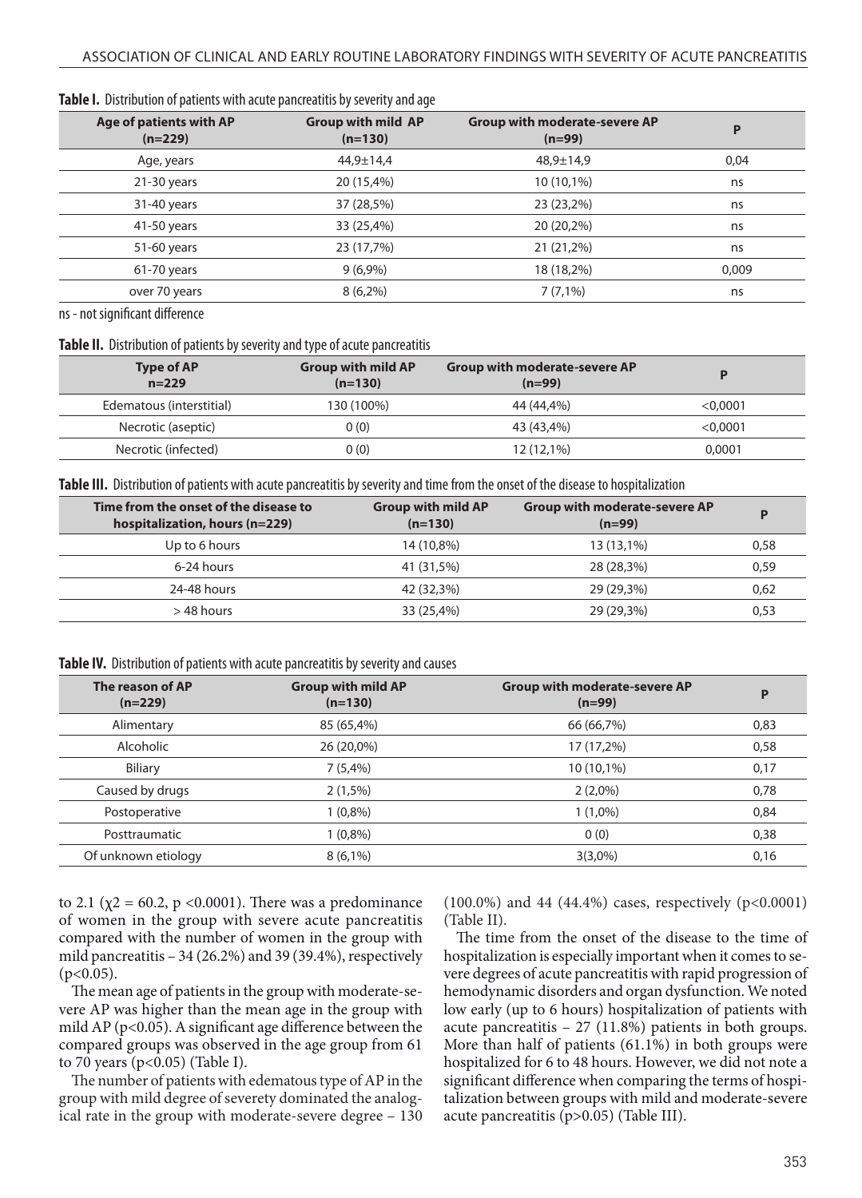**Table I.** Distribution of patients with acute pancreatitis by severity and age

| Age of patients with AP (n=229) | Group with mild AP (n=130) | Group with moderate-severe AP (n=99) | P |
|---|---|---|---|
| Age, years | 44,9±14,4 | 48,9±14,9 | 0,04 |
| 21-30 years | 20 (15,4%) | 10 (10,1%) | ns |
| 31-40 years | 37 (28,5%) | 23 (23,2%) | ns |
| 41-50 years | 33 (25,4%) | 20 (20,2%) | ns |
| 51-60 years | 23 (17,7%) | 21 (21,2%) | ns |
| 61-70 years | 9 (6,9%) | 18 (18,2%) | 0,009 |
| over 70 years | 8 (6,2%) | 7 (7,1%) | ns |

ns - not significant difference

**Table II.** Distribution of patients by severity and type of acute pancreatitis

| Type of AP n=229 | Group with mild AP (n=130) | Group with moderate-severe AP (n=99) | P |
|---|---|---|---|
| Edematous (interstitial) | 130 (100%) | 44 (44,4%) | <0,0001 |
| Necrotic (aseptic) | 0 (0) | 43 (43,4%) | <0,0001 |
| Necrotic (infected) | 0 (0) | 12 (12,1%) | 0,0001 |

**Table III.** Distribution of patients with acute pancreatitis by severity and time from the onset of the disease to hospitalization

| Time from the onset of the disease to hospitalization, hours (n=229) | Group with mild AP (n=130) | Group with moderate-severe AP (n=99) | P |
|---|---|---|---|
| Up to 6 hours | 14 (10,8%) | 13 (13,1%) | 0,58 |
| 6-24 hours | 41 (31,5%) | 28 (28,3%) | 0,59 |
| 24-48 hours | 42 (32,3%) | 29 (29,3%) | 0,62 |
| > 48 hours | 33 (25,4%) | 29 (29,3%) | 0,53 |

**Table IV.** Distribution of patients with acute pancreatitis by severity and causes

| The reason of AP (n=229) | Group with mild AP (n=130) | Group with moderate-severe AP (n=99) | P |
|---|---|---|---|
| Alimentary | 85 (65,4%) | 66 (66,7%) | 0,83 |
| Alcoholic | 26 (20,0%) | 17 (17,2%) | 0,58 |
| Biliary | 7 (5,4%) | 10 (10,1%) | 0,17 |
| Caused by drugs | 2 (1,5%) | 2 (2,0%) | 0,78 |
| Postoperative | 1 (0,8%) | 1 (1,0%) | 0,84 |
| Posttraumatic | 1 (0,8%) | 0 (0) | 0,38 |
| Of unknown etiology | 8 (6,1%) | 3(3,0%) | 0,16 |

to 2.1 ($\chi^2 = 60.2$, $p < 0.0001$). There was a predominance of women in the group with severe acute pancreatitis compared with the number of women in the group with mild pancreatitis – 34 (26.2%) and 39 (39.4%), respectively ($p<0.05$).

The mean age of patients in the group with moderate-severe AP was higher than the mean age in the group with mild AP ($p<0.05$). A significant age difference between the compared groups was observed in the age group from 61 to 70 years ($p<0.05$) (Table I).

The number of patients with edematous type of AP in the group with mild degree of severety dominated the analogical rate in the group with moderate-severe degree – 130 (100.0%) and 44 (44.4%) cases, respectively ($p<0.0001$) (Table II).

The time from the onset of the disease to the time of hospitalization is especially important when it comes to severe degrees of acute pancreatitis with rapid progression of hemodynamic disorders and organ dysfunction. We noted low early (up to 6 hours) hospitalization of patients with acute pancreatitis – 27 (11.8%) patients in both groups. More than half of patients (61.1%) in both groups were hospitalized for 6 to 48 hours. However, we did not note a significant difference when comparing the terms of hospitalization between groups with mild and moderate-severe acute pancreatitis ($p>0.05$) (Table III).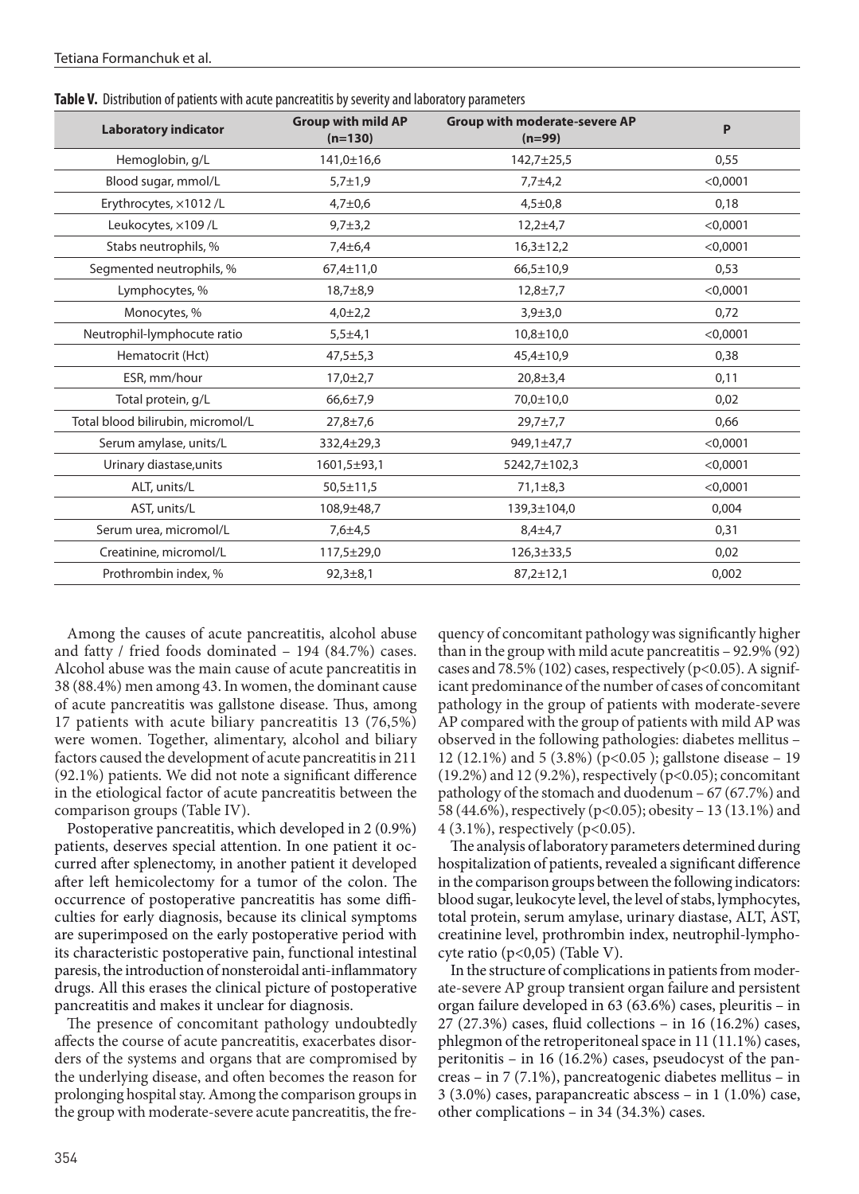**Table V.** Distribution of patients with acute pancreatitis by severity and laboratory parameters

| Laboratory indicator | Group with mild AP (n=130) | Group with moderate-severe AP (n=99) | P |
|---|---|---|---|
| Hemoglobin, g/L | 141,0±16,6 | 142,7±25,5 | 0,55 |
| Blood sugar, mmol/L | 5,7±1,9 | 7,7±4,2 | <0,0001 |
| Erythrocytes, ×1012 /L | 4,7±0,6 | 4,5±0,8 | 0,18 |
| Leukocytes, ×109 /L | 9,7±3,2 | 12,2±4,7 | <0,0001 |
| Stabs neutrophils, % | 7,4±6,4 | 16,3±12,2 | <0,0001 |
| Segmented neutrophils, % | 67,4±11,0 | 66,5±10,9 | 0,53 |
| Lymphocytes, % | 18,7±8,9 | 12,8±7,7 | <0,0001 |
| Monocytes, % | 4,0±2,2 | 3,9±3,0 | 0,72 |
| Neutrophil-lymphocute ratio | 5,5±4,1 | 10,8±10,0 | <0,0001 |
| Hematocrit (Hct) | 47,5±5,3 | 45,4±10,9 | 0,38 |
| ESR, mm/hour | 17,0±2,7 | 20,8±3,4 | 0,11 |
| Total protein, g/L | 66,6±7,9 | 70,0±10,0 | 0,02 |
| Total blood bilirubin, micromol/L | 27,8±7,6 | 29,7±7,7 | 0,66 |
| Serum amylase, units/L | 332,4±29,3 | 949,1±47,7 | <0,0001 |
| Urinary diastase,units | 1601,5±93,1 | 5242,7±102,3 | <0,0001 |
| ALT, units/L | 50,5±11,5 | 71,1±8,3 | <0,0001 |
| AST, units/L | 108,9±48,7 | 139,3±104,0 | 0,004 |
| Serum urea, micromol/L | 7,6±4,5 | 8,4±4,7 | 0,31 |
| Creatinine, micromol/L | 117,5±29,0 | 126,3±33,5 | 0,02 |
| Prothrombin index, % | 92,3±8,1 | 87,2±12,1 | 0,002 |

Among the causes of acute pancreatitis, alcohol abuse and fatty / fried foods dominated – 194 (84.7%) cases. Alcohol abuse was the main cause of acute pancreatitis in 38 (88.4%) men among 43. In women, the dominant cause of acute pancreatitis was gallstone disease. Thus, among 17 patients with acute biliary pancreatitis 13 (76,5%) were women. Together, alimentary, alcohol and biliary factors caused the development of acute pancreatitis in 211 (92.1%) patients. We did not note a significant difference in the etiological factor of acute pancreatitis between the comparison groups (Table IV).

Postoperative pancreatitis, which developed in 2 (0.9%) patients, deserves special attention. In one patient it occurred after splenectomy, in another patient it developed after left hemicolectomy for a tumor of the colon. The occurrence of postoperative pancreatitis has some difficulties for early diagnosis, because its clinical symptoms are superimposed on the early postoperative period with its characteristic postoperative pain, functional intestinal paresis, the introduction of nonsteroidal anti-inflammatory drugs. All this erases the clinical picture of postoperative pancreatitis and makes it unclear for diagnosis.

The presence of concomitant pathology undoubtedly affects the course of acute pancreatitis, exacerbates disorders of the systems and organs that are compromised by the underlying disease, and often becomes the reason for prolonging hospital stay. Among the comparison groups in the group with moderate-severe acute pancreatitis, the frequency of concomitant pathology was significantly higher than in the group with mild acute pancreatitis – 92.9% (92) cases and 78.5% (102) cases, respectively ($p<0.05$). A significant predominance of the number of cases of concomitant pathology in the group of patients with moderate-severe AP compared with the group of patients with mild AP was observed in the following pathologies: diabetes mellitus – 12 (12.1%) and 5 (3.8%) ($p<0.05$ ); gallstone disease – 19 (19.2%) and 12 (9.2%), respectively ($p<0.05$); concomitant pathology of the stomach and duodenum – 67 (67.7%) and 58 (44.6%), respectively ($p<0.05$); obesity – 13 (13.1%) and 4 (3.1%), respectively ($p<0.05$).

The analysis of laboratory parameters determined during hospitalization of patients, revealed a significant difference in the comparison groups between the following indicators: blood sugar, leukocyte level, the level of stabs, lymphocytes, total protein, serum amylase, urinary diastase, ALT, AST, creatinine level, prothrombin index, neutrophil-lymphocyte ratio ($p<0,05$) (Table V).

In the structure of complications in patients from moderate-severe AP group transient organ failure and persistent organ failure developed in 63 (63.6%) cases, pleuritis – in 27 (27.3%) cases, fluid collections – in 16 (16.2%) cases, phlegmon of the retroperitoneal space in 11 (11.1%) cases, peritonitis – in 16 (16.2%) cases, pseudocyst of the pancreas – in 7 (7.1%), pancreatogenic diabetes mellitus – in 3 (3.0%) cases, parapancreatic abscess – in 1 (1.0%) case, other complications – in 34 (34.3%) cases.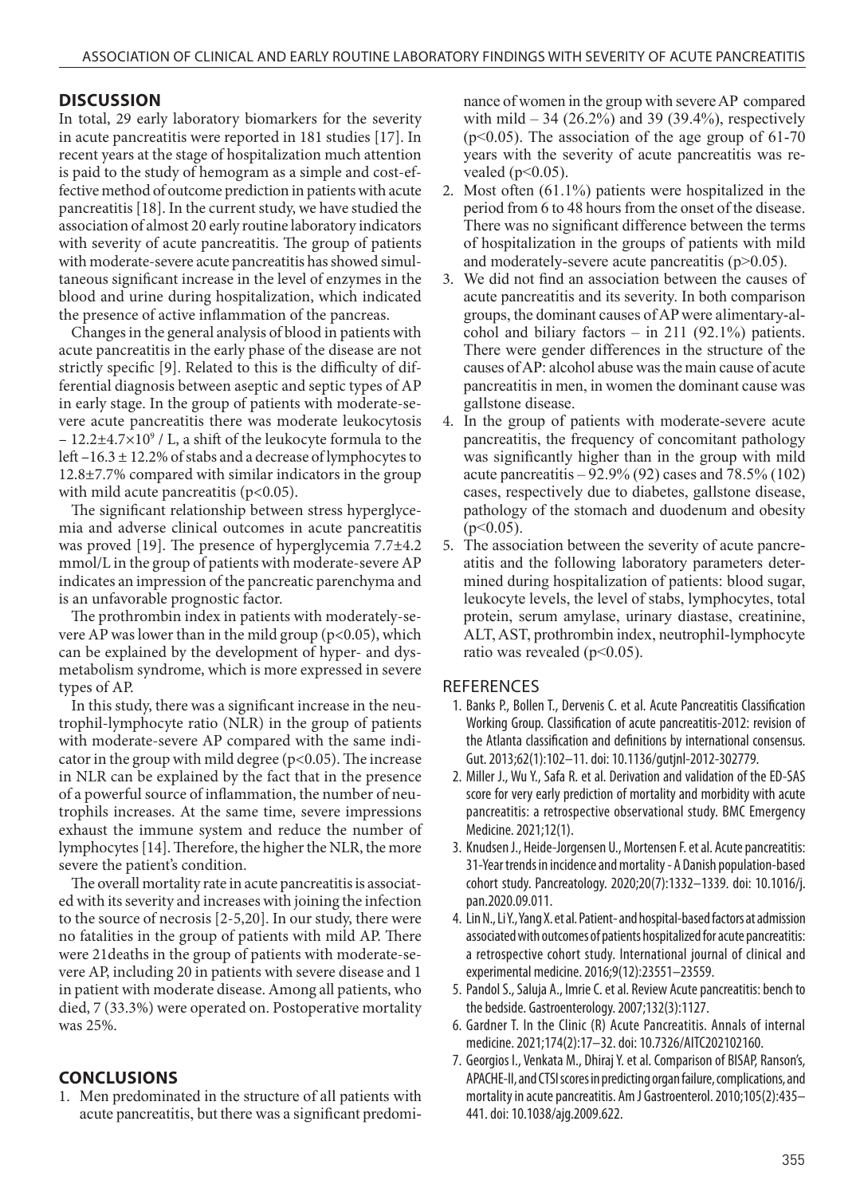## DISCUSSION

In total, 29 early laboratory biomarkers for the severity in acute pancreatitis were reported in 181 studies [17]. In recent years at the stage of hospitalization much attention is paid to the study of hemogram as a simple and cost-effective method of outcome prediction in patients with acute pancreatitis [18]. In the current study, we have studied the association of almost 20 early routine laboratory indicators with severity of acute pancreatitis. The group of patients with moderate-severe acute pancreatitis has showed simultaneous significant increase in the level of enzymes in the blood and urine during hospitalization, which indicated the presence of active inflammation of the pancreas.

Changes in the general analysis of blood in patients with acute pancreatitis in the early phase of the disease are not strictly specific [9]. Related to this is the difficulty of differential diagnosis between aseptic and septic types of AP in early stage. In the group of patients with moderate-severe acute pancreatitis there was moderate leukocytosis – $12.2 \pm 4.7 \times 10^9$ / L, a shift of the leukocyte formula to the left –16.3 ± 12.2% of stabs and a decrease of lymphocytes to 12.8±7.7% compared with similar indicators in the group with mild acute pancreatitis ($p<0.05$).

The significant relationship between stress hyperglycemia and adverse clinical outcomes in acute pancreatitis was proved [19]. The presence of hyperglycemia 7.7±4.2 mmol/L in the group of patients with moderate-severe AP indicates an impression of the pancreatic parenchyma and is an unfavorable prognostic factor.

The prothrombin index in patients with moderately-severe AP was lower than in the mild group ($p<0.05$), which can be explained by the development of hyper- and dysmetabolism syndrome, which is more expressed in severe types of AP.

In this study, there was a significant increase in the neutrophil-lymphocyte ratio (NLR) in the group of patients with moderate-severe AP compared with the same indicator in the group with mild degree ($p<0.05$). The increase in NLR can be explained by the fact that in the presence of a powerful source of inflammation, the number of neutrophils increases. At the same time, severe impressions exhaust the immune system and reduce the number of lymphocytes [14]. Therefore, the higher the NLR, the more severe the patient's condition.

The overall mortality rate in acute pancreatitis is associated with its severity and increases with joining the infection to the source of necrosis [2-5,20]. In our study, there were no fatalities in the group of patients with mild AP. There were 21deaths in the group of patients with moderate-severe AP, including 20 in patients with severe disease and 1 in patient with moderate disease. Among all patients, who died, 7 (33.3%) were operated on. Postoperative mortality was 25%.

## CONCLUSIONS

1. Men predominated in the structure of all patients with acute pancreatitis, but there was a significant predominance of women in the group with severe AP compared with mild – 34 (26.2%) and 39 (39.4%), respectively ($p<0.05$). The association of the age group of 61-70 years with the severity of acute pancreatitis was revealed ($p<0.05$).
2. Most often (61.1%) patients were hospitalized in the period from 6 to 48 hours from the onset of the disease. There was no significant difference between the terms of hospitalization in the groups of patients with mild and moderately-severe acute pancreatitis ($p>0.05$).
3. We did not find an association between the causes of acute pancreatitis and its severity. In both comparison groups, the dominant causes of AP were alimentary-alcohol and biliary factors – in 211 (92.1%) patients. There were gender differences in the structure of the causes of AP: alcohol abuse was the main cause of acute pancreatitis in men, in women the dominant cause was gallstone disease.
4. In the group of patients with moderate-severe acute pancreatitis, the frequency of concomitant pathology was significantly higher than in the group with mild acute pancreatitis – 92.9% (92) cases and 78.5% (102) cases, respectively due to diabetes, gallstone disease, pathology of the stomach and duodenum and obesity ($p<0.05$).
5. The association between the severity of acute pancreatitis and the following laboratory parameters determined during hospitalization of patients: blood sugar, leukocyte levels, the level of stabs, lymphocytes, total protein, serum amylase, urinary diastase, creatinine, ALT, AST, prothrombin index, neutrophil-lymphocyte ratio was revealed ($p<0.05$).

## REFERENCES

1. Banks P., Bollen T., Dervenis C. et al. Acute Pancreatitis Classification Working Group. Classification of acute pancreatitis-2012: revision of the Atlanta classification and definitions by international consensus. Gut. 2013;62(1):102–11. doi: 10.1136/gutjnl-2012-302779.
2. Miller J., Wu Y., Safa R. et al. Derivation and validation of the ED-SAS score for very early prediction of mortality and morbidity with acute pancreatitis: a retrospective observational study. BMC Emergency Medicine. 2021;12(1).
3. Knudsen J., Heide-Jorgensen U., Mortensen F. et al. Acute pancreatitis: 31-Year trends in incidence and mortality - A Danish population-based cohort study. Pancreatology. 2020;20(7):1332–1339. doi: 10.1016/j.pan.2020.09.011.
4. Lin N., Li Y., Yang X. et al. Patient- and hospital-based factors at admission associated with outcomes of patients hospitalized for acute pancreatitis: a retrospective cohort study. International journal of clinical and experimental medicine. 2016;9(12):23551–23559.
5. Pandol S., Saluja A., Imrie C. et al. Review Acute pancreatitis: bench to the bedside. Gastroenterology. 2007;132(3):1127.
6. Gardner T. In the Clinic (R) Acute Pancreatitis. Annals of internal medicine. 2021;174(2):17–32. doi: 10.7326/AITC202102160.
7. Georgios I., Venkata M., Dhiraj Y. et al. Comparison of BISAP, Ranson's, APACHE-II, and CTSI scores in predicting organ failure, complications, and mortality in acute pancreatitis. Am J Gastroenterol. 2010;105(2):435–441. doi: 10.1038/ajg.2009.622.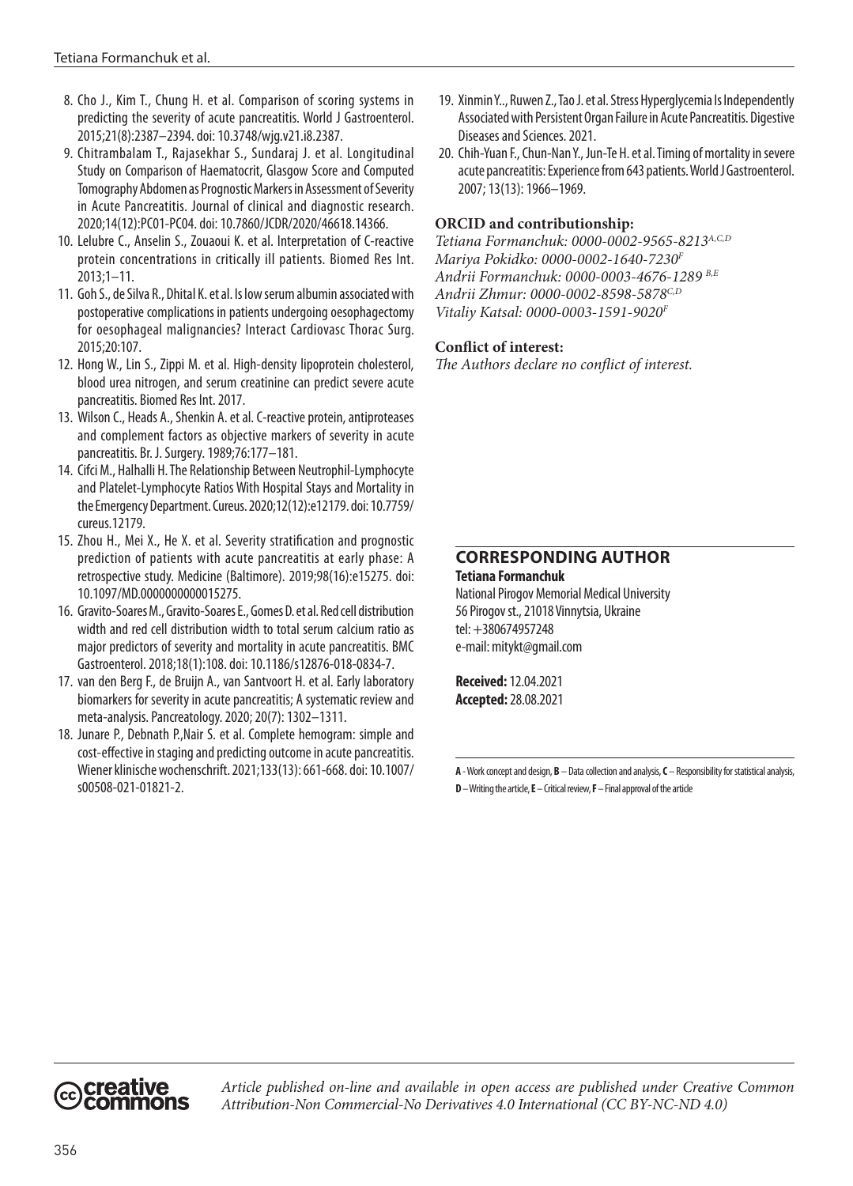8. Cho J., Kim T., Chung H. et al. Comparison of scoring systems in predicting the severity of acute pancreatitis. World J Gastroenterol. 2015;21(8):2387–2394. doi: 10.3748/wjg.v21.i8.2387.
9. Chitrambalam T., Rajasekhar S., Sundaraj J. et al. Longitudinal Study on Comparison of Haematocrit, Glasgow Score and Computed Tomography Abdomen as Prognostic Markers in Assessment of Severity in Acute Pancreatitis. Journal of clinical and diagnostic research. 2020;14(12):PC01-PC04. doi: 10.7860/JCDR/2020/46618.14366.
10. Lelubre C., Anselin S., Zouaoui K. et al. Interpretation of C-reactive protein concentrations in critically ill patients. Biomed Res Int. 2013;1–11.
11. Goh S., de Silva R., Dhital K. et al. Is low serum albumin associated with postoperative complications in patients undergoing oesophagectomy for oesophageal malignancies? Interact Cardiovasc Thorac Surg. 2015;20:107.
12. Hong W., Lin S., Zippi M. et al. High-density lipoprotein cholesterol, blood urea nitrogen, and serum creatinine can predict severe acute pancreatitis. Biomed Res Int. 2017.
13. Wilson C., Heads A., Shenkin A. et al. C-reactive protein, antiproteases and complement factors as objective markers of severity in acute pancreatitis. Br. J. Surgery. 1989;76:177–181.
14. Cifci M., Halhalli H. The Relationship Between Neutrophil-Lymphocyte and Platelet-Lymphocyte Ratios With Hospital Stays and Mortality in the Emergency Department. Cureus. 2020;12(12):e12179. doi: 10.7759/cureus.12179.
15. Zhou H., Mei X., He X. et al. Severity stratification and prognostic prediction of patients with acute pancreatitis at early phase: A retrospective study. Medicine (Baltimore). 2019;98(16):e15275. doi: 10.1097/MD.0000000000015275.
16. Gravito-Soares M., Gravito-Soares E., Gomes D. et al. Red cell distribution width and red cell distribution width to total serum calcium ratio as major predictors of severity and mortality in acute pancreatitis. BMC Gastroenterol. 2018;18(1):108. doi: 10.1186/s12876-018-0834-7.
17. van den Berg F., de Bruijn A., van Santvoort H. et al. Early laboratory biomarkers for severity in acute pancreatitis; A systematic review and meta-analysis. Pancreatology. 2020; 20(7): 1302–1311.
18. Junare P., Debnath P.,Nair S. et al. Complete hemogram: simple and cost-effective in staging and predicting outcome in acute pancreatitis. Wiener klinische wochenschrift. 2021;133(13): 661-668. doi: 10.1007/s00508-021-01821-2.
19. Xinmin Y.., Ruwen Z., Tao J. et al. Stress Hyperglycemia Is Independently Associated with Persistent Organ Failure in Acute Pancreatitis. Digestive Diseases and Sciences. 2021.
20. Chih-Yuan F., Chun-Nan Y., Jun-Te H. et al. Timing of mortality in severe acute pancreatitis: Experience from 643 patients. World J Gastroenterol. 2007; 13(13): 1966–1969.

**ORCID and contributionship:**

*Tetiana Formanchuk: 0000-0002-9565-8213[A,C,D]*
*Mariya Pokidko: 0000-0002-1640-7230[F]*
*Andrii Formanchuk: 0000-0003-4676-1289 [B,E]*
*Andrii Zhmur: 0000-0002-8598-5878[C,D]*
*Vitaliy Katsal: 0000-0003-1591-9020[F]*

**Conflict of interest:**

*The Authors declare no conflict of interest.*

## CORRESPONDING AUTHOR

**Tetiana Formanchuk**
National Pirogov Memorial Medical University
56 Pirogov st., 21018 Vinnytsia, Ukraine
tel: +380674957248
e-mail: mitykt@gmail.com

**Received:** 12.04.2021
**Accepted:** 28.08.2021

**A** - Work concept and design, **B** – Data collection and analysis, **C** – Responsibility for statistical analysis, **D** – Writing the article, **E** – Critical review, **F** – Final approval of the article

*Article published on-line and available in open access are published under Creative Common Attribution-Non Commercial-No Derivatives 4.0 International (CC BY-NC-ND 4.0)*